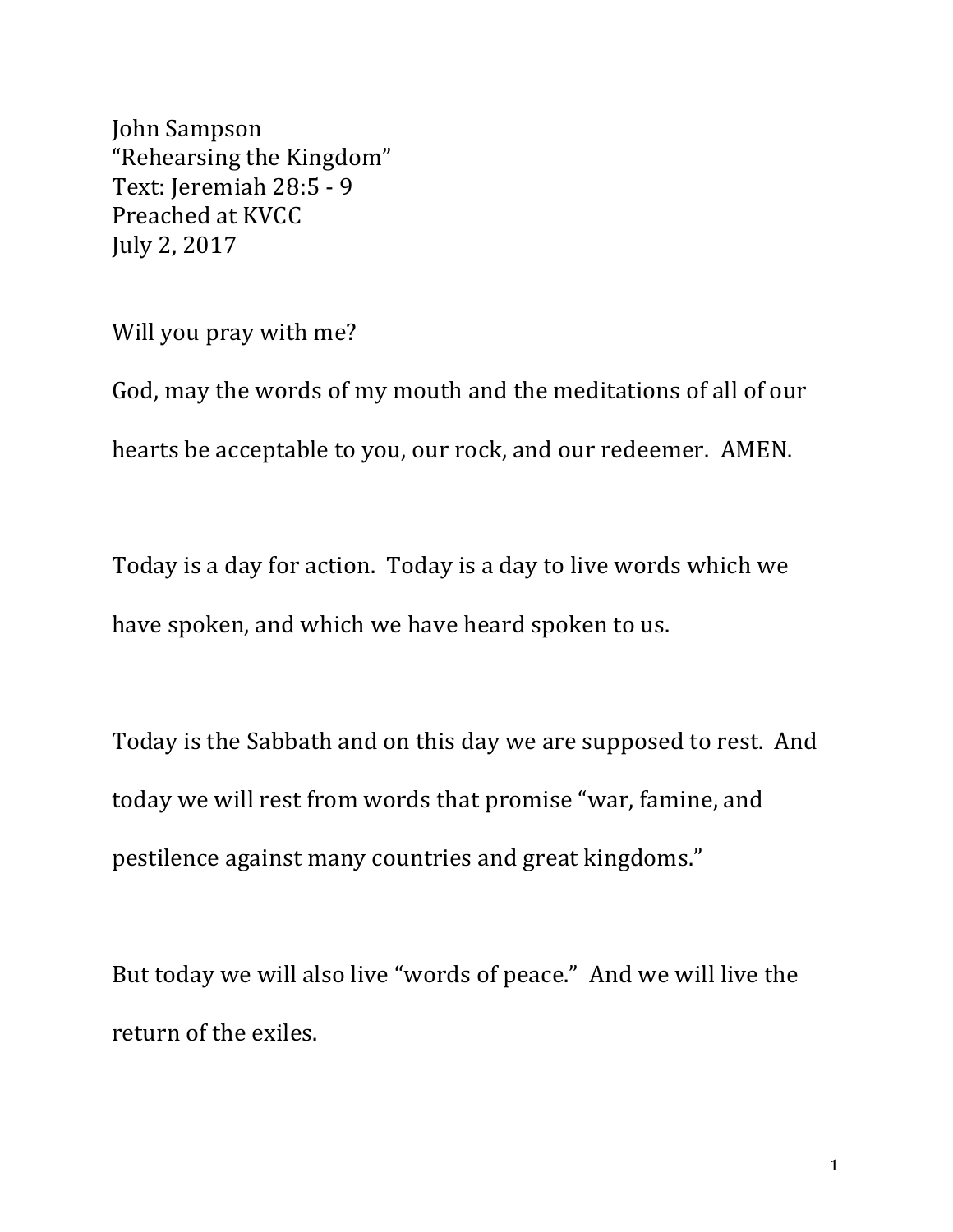John Sampson
“Rehearsing the Kingdom”
Text: Jeremiah 28:5 - 9
Preached at KVCC
July 2, 2017

Will you pray with me?

God, may the words of my mouth and the meditations of all of our hearts be acceptable to you, our rock, and our redeemer. AMEN.

Today is a day for action. Today is a day to live words which we have spoken, and which we have heard spoken to us.

Today is the Sabbath and on this day we are supposed to rest. And today we will rest from words that promise “war, famine, and pestilence against many countries and great kingdoms.”

But today we will also live “words of peace.” And we will live the return of the exiles.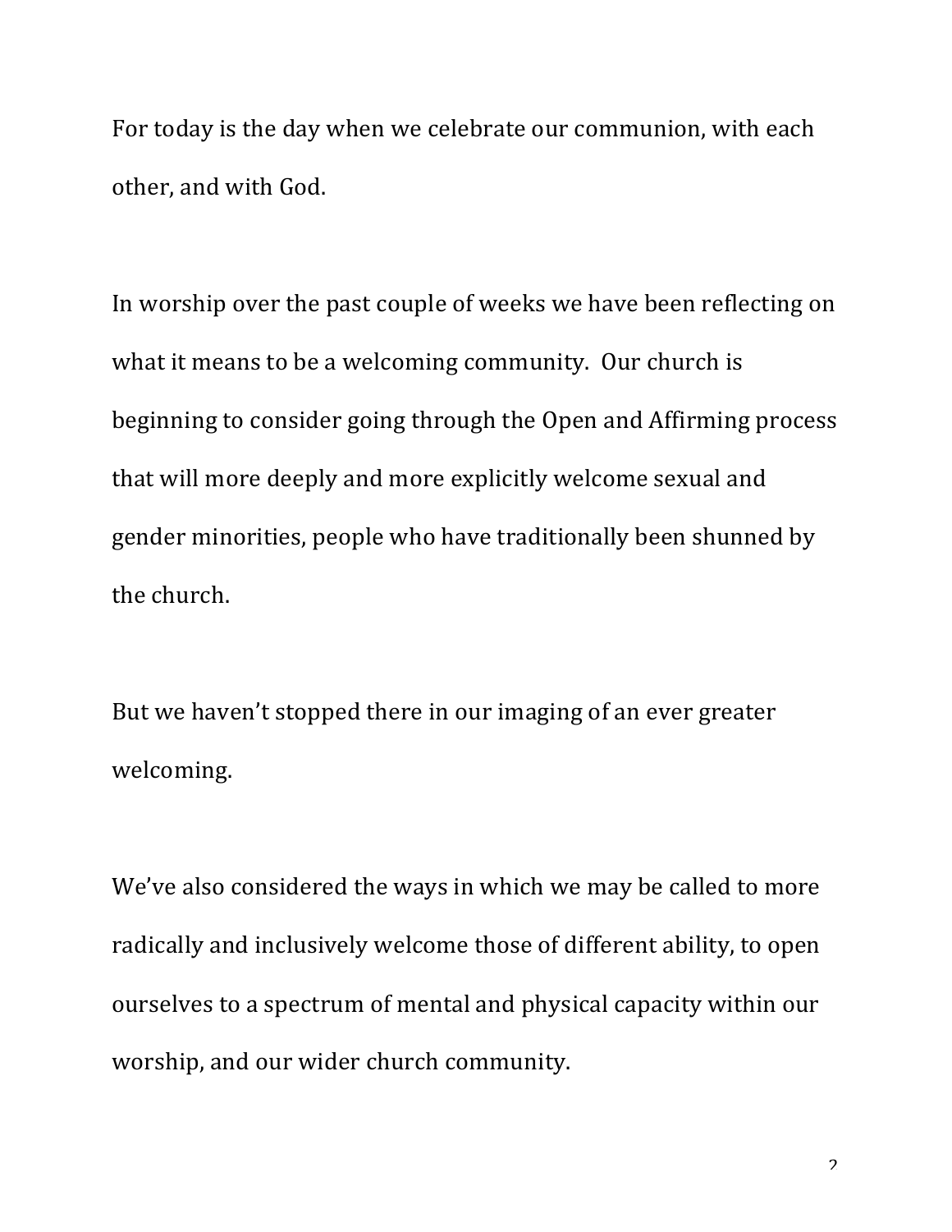For today is the day when we celebrate our communion, with each other, and with God.

In worship over the past couple of weeks we have been reflecting on what it means to be a welcoming community.  Our church is beginning to consider going through the Open and Affirming process that will more deeply and more explicitly welcome sexual and gender minorities, people who have traditionally been shunned by the church.

But we haven't stopped there in our imaging of an ever greater welcoming.

We've also considered the ways in which we may be called to more radically and inclusively welcome those of different ability, to open ourselves to a spectrum of mental and physical capacity within our worship, and our wider church community.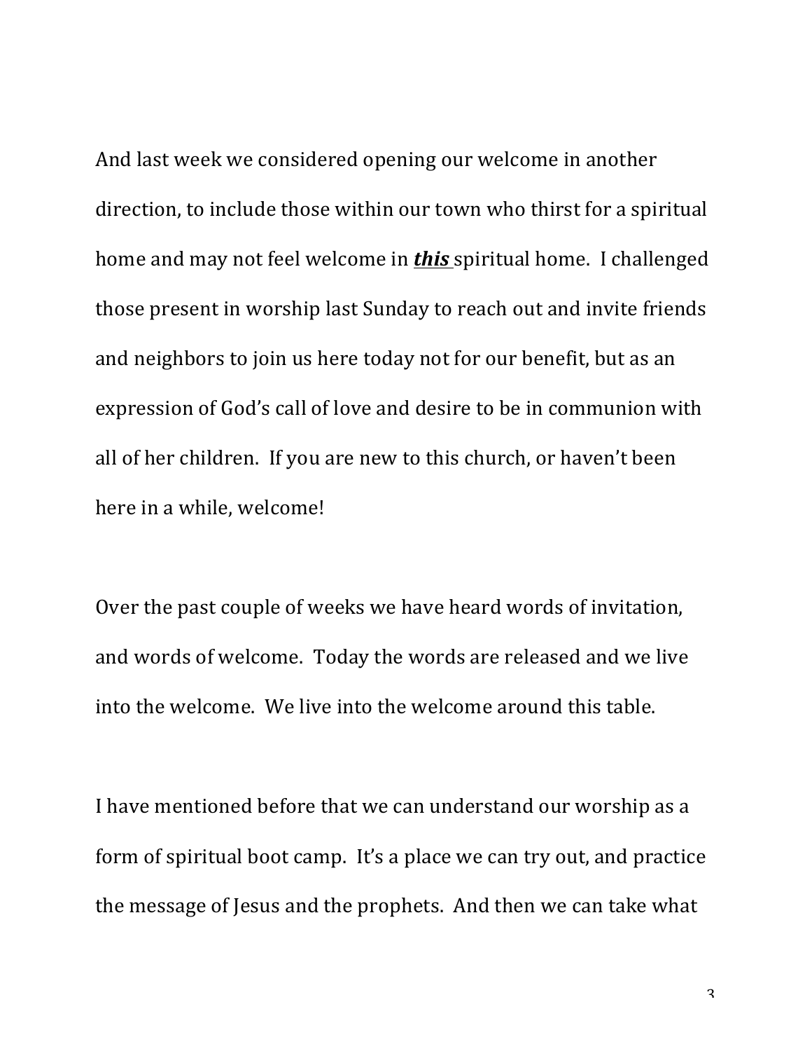And last week we considered opening our welcome in another direction, to include those within our town who thirst for a spiritual home and may not feel welcome in ***this*** spiritual home. I challenged those present in worship last Sunday to reach out and invite friends and neighbors to join us here today not for our benefit, but as an expression of God's call of love and desire to be in communion with all of her children. If you are new to this church, or haven't been here in a while, welcome!

Over the past couple of weeks we have heard words of invitation, and words of welcome. Today the words are released and we live into the welcome. We live into the welcome around this table.

I have mentioned before that we can understand our worship as a form of spiritual boot camp. It's a place we can try out, and practice the message of Jesus and the prophets. And then we can take what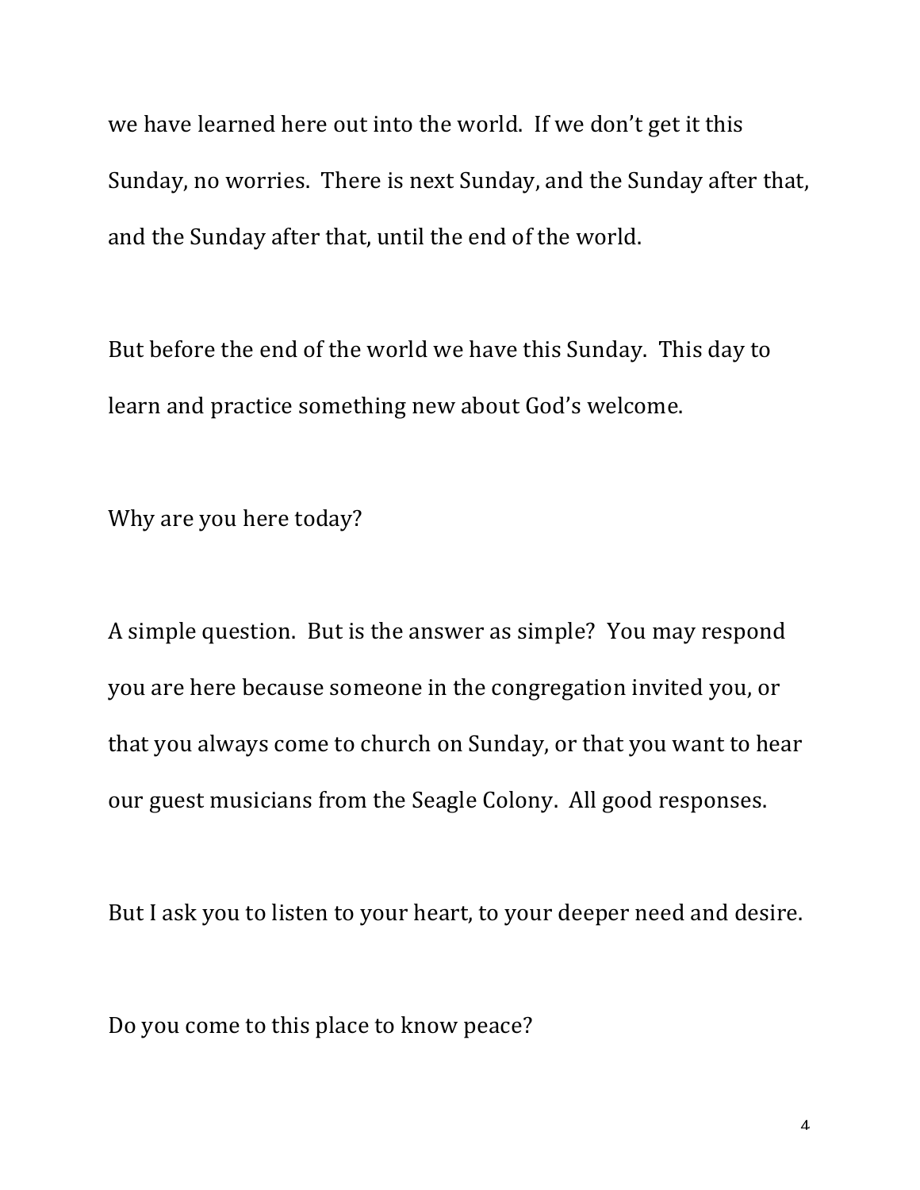we have learned here out into the world. If we don't get it this Sunday, no worries. There is next Sunday, and the Sunday after that, and the Sunday after that, until the end of the world.

But before the end of the world we have this Sunday. This day to learn and practice something new about God's welcome.

Why are you here today?

A simple question. But is the answer as simple? You may respond you are here because someone in the congregation invited you, or that you always come to church on Sunday, or that you want to hear our guest musicians from the Seagle Colony. All good responses.

But I ask you to listen to your heart, to your deeper need and desire.

Do you come to this place to know peace?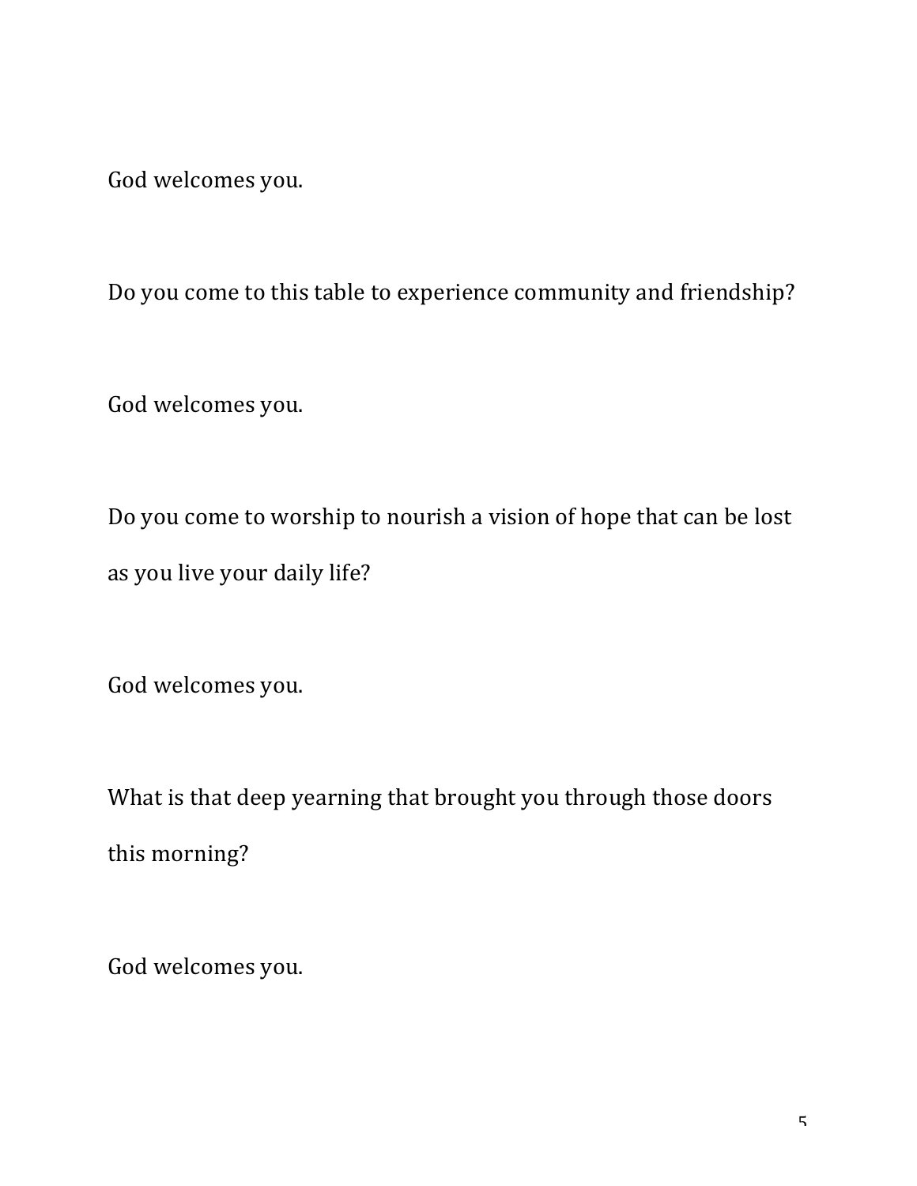God welcomes you.

Do you come to this table to experience community and friendship?

God welcomes you.

Do you come to worship to nourish a vision of hope that can be lost as you live your daily life?

God welcomes you.

What is that deep yearning that brought you through those doors this morning?

God welcomes you.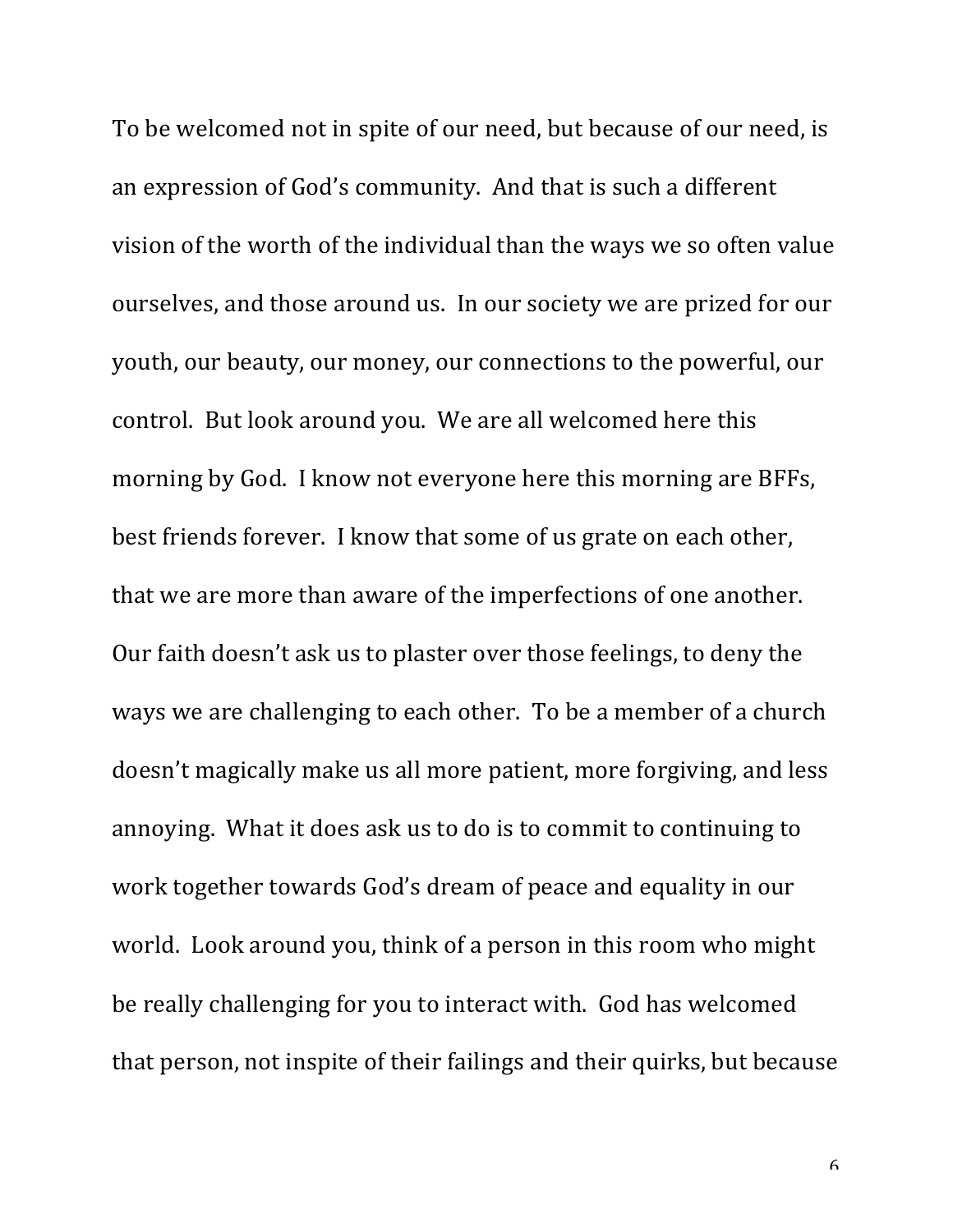To be welcomed not in spite of our need, but because of our need, is an expression of God's community. And that is such a different vision of the worth of the individual than the ways we so often value ourselves, and those around us. In our society we are prized for our youth, our beauty, our money, our connections to the powerful, our control. But look around you. We are all welcomed here this morning by God. I know not everyone here this morning are BFFs, best friends forever. I know that some of us grate on each other, that we are more than aware of the imperfections of one another. Our faith doesn't ask us to plaster over those feelings, to deny the ways we are challenging to each other. To be a member of a church doesn't magically make us all more patient, more forgiving, and less annoying. What it does ask us to do is to commit to continuing to work together towards God's dream of peace and equality in our world. Look around you, think of a person in this room who might be really challenging for you to interact with. God has welcomed that person, not inspite of their failings and their quirks, but because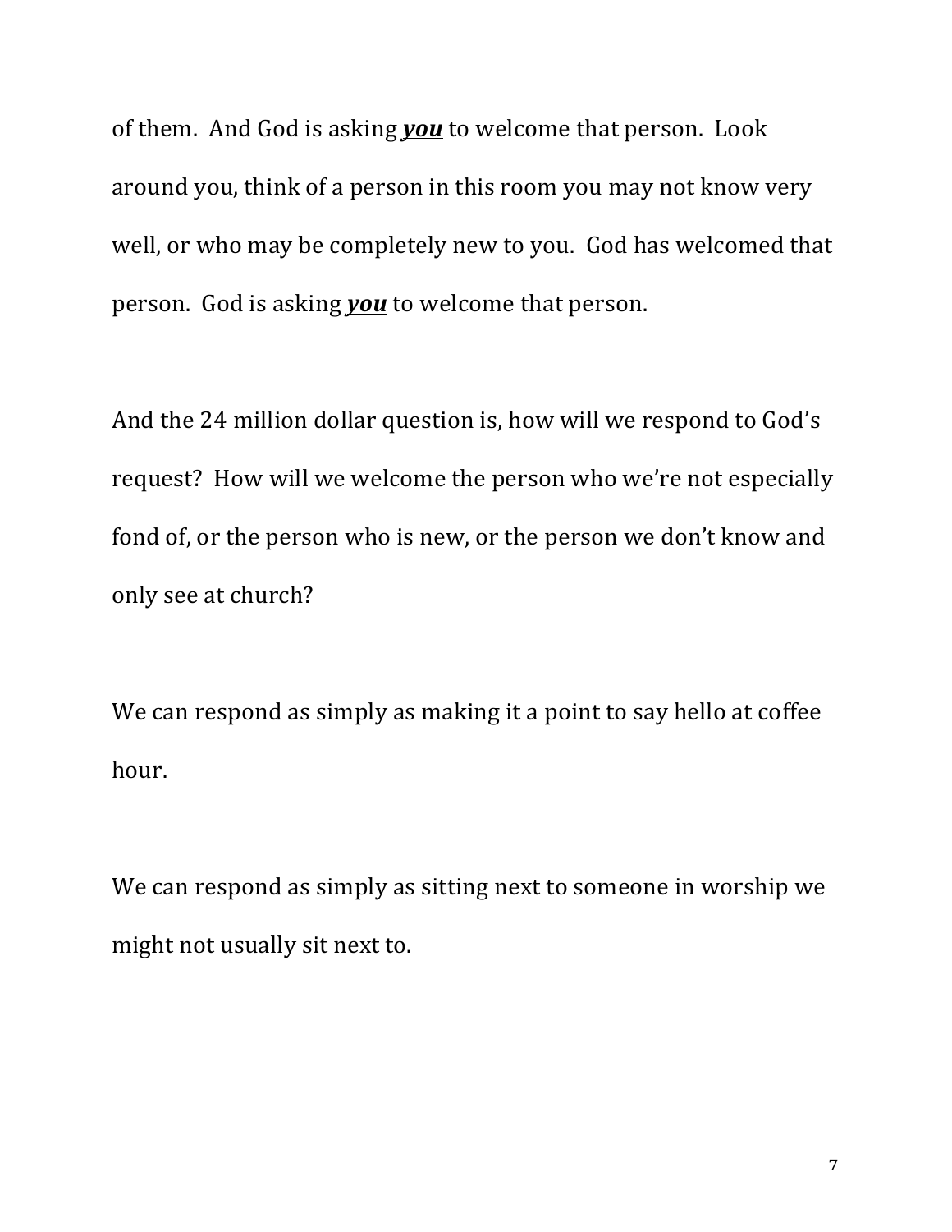of them. And God is asking <u>***you***</u> to welcome that person. Look around you, think of a person in this room you may not know very well, or who may be completely new to you. God has welcomed that person. God is asking <u>***you***</u> to welcome that person.

And the 24 million dollar question is, how will we respond to God's request? How will we welcome the person who we're not especially fond of, or the person who is new, or the person we don't know and only see at church?

We can respond as simply as making it a point to say hello at coffee hour.

We can respond as simply as sitting next to someone in worship we might not usually sit next to.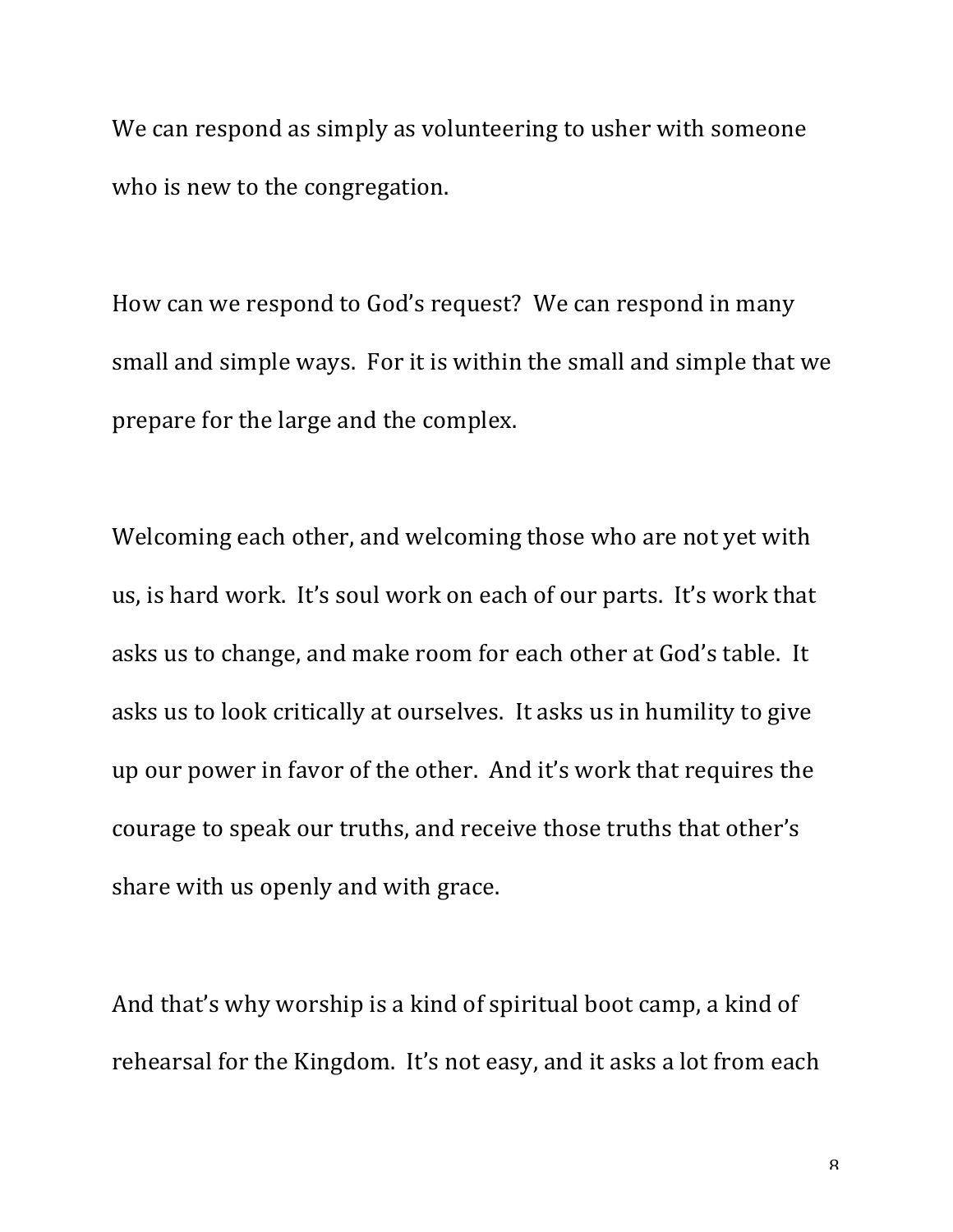We can respond as simply as volunteering to usher with someone who is new to the congregation.

How can we respond to God's request? We can respond in many small and simple ways. For it is within the small and simple that we prepare for the large and the complex.

Welcoming each other, and welcoming those who are not yet with us, is hard work. It's soul work on each of our parts. It's work that asks us to change, and make room for each other at God's table. It asks us to look critically at ourselves. It asks us in humility to give up our power in favor of the other. And it's work that requires the courage to speak our truths, and receive those truths that other's share with us openly and with grace.

And that's why worship is a kind of spiritual boot camp, a kind of rehearsal for the Kingdom. It's not easy, and it asks a lot from each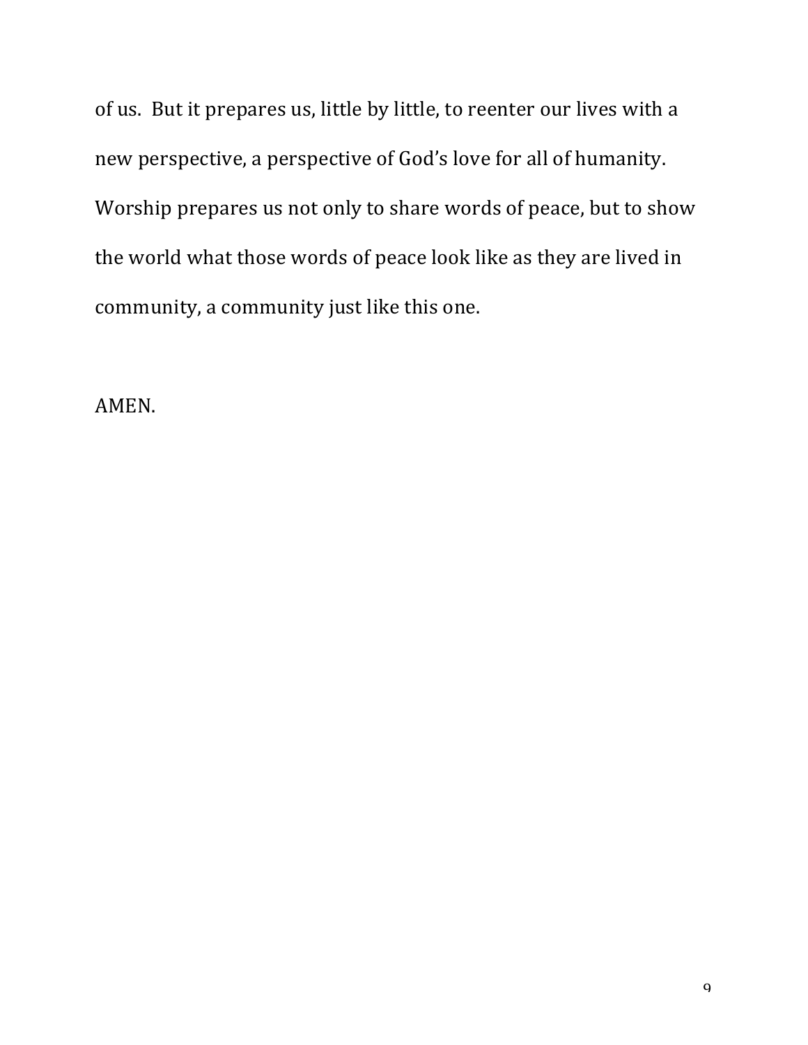of us. But it prepares us, little by little, to reenter our lives with a new perspective, a perspective of God's love for all of humanity. Worship prepares us not only to share words of peace, but to show the world what those words of peace look like as they are lived in community, a community just like this one.

AMEN.